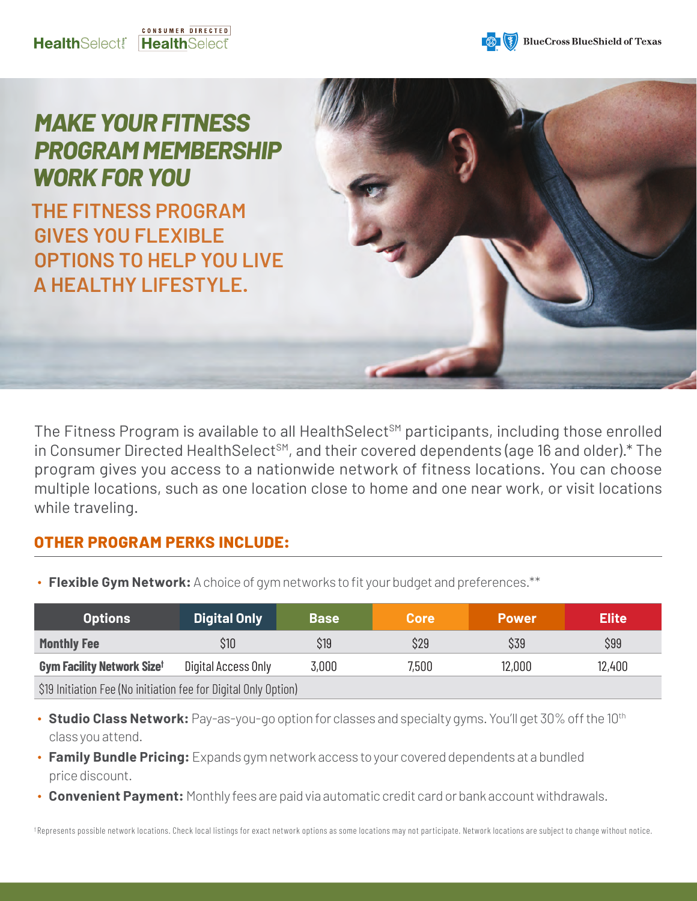HealthSelect | CONSUMER DIRECTED HealthSelect

BlueCross BlueShield of Texas

# MAKE YOUR FITNESS PROGRAM MEMBERSHIP WORK FOR YOU

## THE FITNESS PROGRAM GIVES YOU FLEXIBLE OPTIONS TO HELP YOU LIVE A HEALTHY LIFESTYLE.

The Fitness Program is available to all HealthSelect℠ participants, including those enrolled in Consumer Directed HealthSelect℠, and their covered dependents (age 16 and older).* The program gives you access to a nationwide network of fitness locations. You can choose multiple locations, such as one location close to home and one near work, or visit locations while traveling.

## OTHER PROGRAM PERKS INCLUDE:

- **Flexible Gym Network:** A choice of gym networks to fit your budget and preferences.**

| Options | Digital Only | Base | Core | Power | Elite |
|---|---|---|---|---|---|
| **Monthly Fee** | $10 | $19 | $29 | $39 | $99 |
| **Gym Facility Network Size**† | Digital Access Only | 3,000 | 7,500 | 12,000 | 12,400 |
| $19 Initiation Fee (No initiation fee for Digital Only Option) | | | | | |

- **Studio Class Network:** Pay-as-you-go option for classes and specialty gyms. You'll get 30% off the 10th class you attend.
- **Family Bundle Pricing:** Expands gym network access to your covered dependents at a bundled price discount.
- **Convenient Payment:** Monthly fees are paid via automatic credit card or bank account withdrawals.

† Represents possible network locations. Check local listings for exact network options as some locations may not participate. Network locations are subject to change without notice.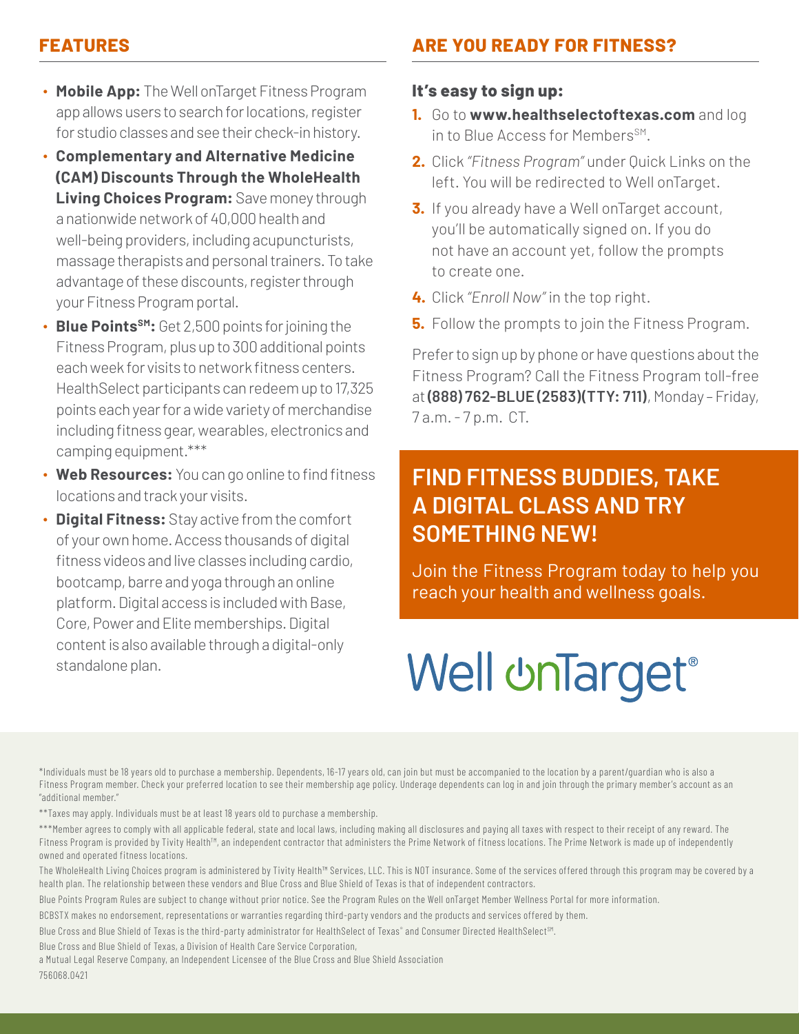## FEATURES

- **Mobile App:** The Well onTarget Fitness Program app allows users to search for locations, register for studio classes and see their check-in history.
- **Complementary and Alternative Medicine (CAM) Discounts Through the WholeHealth Living Choices Program:** Save money through a nationwide network of 40,000 health and well-being providers, including acupuncturists, massage therapists and personal trainers. To take advantage of these discounts, register through your Fitness Program portal.
- **Blue Points℠:** Get 2,500 points for joining the Fitness Program, plus up to 300 additional points each week for visits to network fitness centers. HealthSelect participants can redeem up to 17,325 points each year for a wide variety of merchandise including fitness gear, wearables, electronics and camping equipment.***
- **Web Resources:** You can go online to find fitness locations and track your visits.
- **Digital Fitness:** Stay active from the comfort of your own home. Access thousands of digital fitness videos and live classes including cardio, bootcamp, barre and yoga through an online platform. Digital access is included with Base, Core, Power and Elite memberships. Digital content is also available through a digital-only standalone plan.

## ARE YOU READY FOR FITNESS?

### It's easy to sign up:

1. Go to **www.healthselectoftexas.com** and log in to Blue Access for Members℠.
2. Click *"Fitness Program"* under Quick Links on the left. You will be redirected to Well onTarget.
3. If you already have a Well onTarget account, you'll be automatically signed on. If you do not have an account yet, follow the prompts to create one.
4. Click *"Enroll Now"* in the top right.
5. Follow the prompts to join the Fitness Program.

Prefer to sign up by phone or have questions about the Fitness Program? Call the Fitness Program toll-free at **(888) 762-BLUE (2583) (TTY: 711)**, Monday – Friday, 7 a.m. - 7 p.m. CT.

## FIND FITNESS BUDDIES, TAKE A DIGITAL CLASS AND TRY SOMETHING NEW!

Join the Fitness Program today to help you reach your health and wellness goals.

Well onTarget®

*Individuals must be 18 years old to purchase a membership. Dependents, 16-17 years old, can join but must be accompanied to the location by a parent/guardian who is also a Fitness Program member. Check your preferred location to see their membership age policy. Underage dependents can log in and join through the primary member's account as an "additional member."

**Taxes may apply. Individuals must be at least 18 years old to purchase a membership.

***Member agrees to comply with all applicable federal, state and local laws, including making all disclosures and paying all taxes with respect to their receipt of any reward. The Fitness Program is provided by Tivity Health™, an independent contractor that administers the Prime Network of fitness locations. The Prime Network is made up of independently owned and operated fitness locations.

The WholeHealth Living Choices program is administered by Tivity Health™ Services, LLC. This is NOT insurance. Some of the services offered through this program may be covered by a health plan. The relationship between these vendors and Blue Cross and Blue Shield of Texas is that of independent contractors.

Blue Points Program Rules are subject to change without prior notice. See the Program Rules on the Well onTarget Member Wellness Portal for more information.

BCBSTX makes no endorsement, representations or warranties regarding third-party vendors and the products and services offered by them.

Blue Cross and Blue Shield of Texas is the third-party administrator for HealthSelect of Texas® and Consumer Directed HealthSelect℠.

Blue Cross and Blue Shield of Texas, a Division of Health Care Service Corporation, a Mutual Legal Reserve Company, an Independent Licensee of the Blue Cross and Blue Shield Association

756068.0421